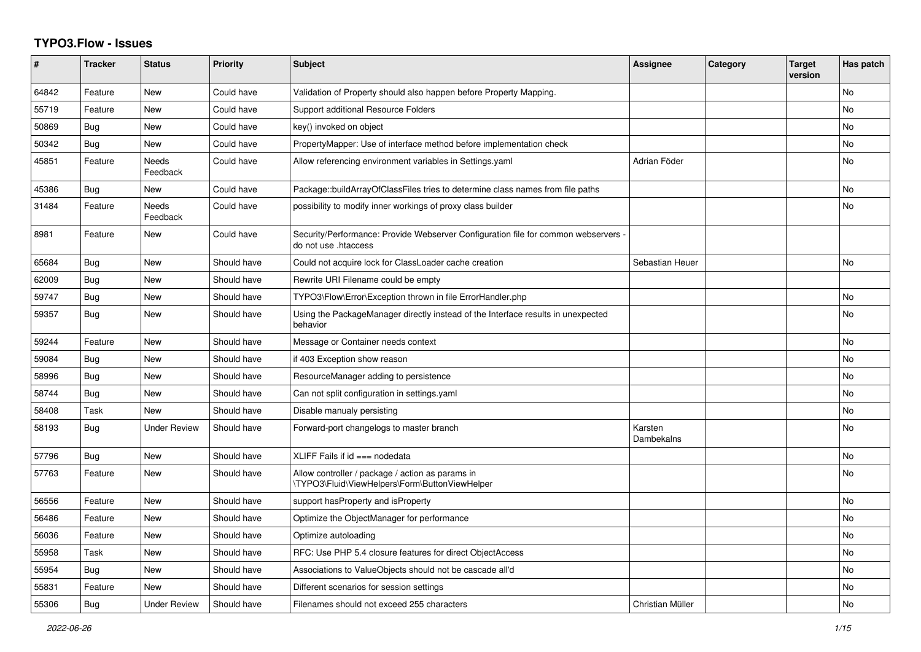# TYPO3.Flow - Issues

| # | Tracker | Status | Priority | Subject | Assignee | Category | Target version | Has patch |
|---|---|---|---|---|---|---|---|---|
| 64842 | Feature | New | Could have | Validation of Property should also happen before Property Mapping. | | | | No |
| 55719 | Feature | New | Could have | Support additional Resource Folders | | | | No |
| 50869 | Bug | New | Could have | key() invoked on object | | | | No |
| 50342 | Bug | New | Could have | PropertyMapper: Use of interface method before implementation check | | | | No |
| 45851 | Feature | Needs Feedback | Could have | Allow referencing environment variables in Settings.yaml | Adrian Föder | | | No |
| 45386 | Bug | New | Could have | Package::buildArrayOfClassFiles tries to determine class names from file paths | | | | No |
| 31484 | Feature | Needs Feedback | Could have | possibility to modify inner workings of proxy class builder | | | | No |
| 8981 | Feature | New | Could have | Security/Performance: Provide Webserver Configuration file for common webservers - do not use .htaccess | | | | |
| 65684 | Bug | New | Should have | Could not acquire lock for ClassLoader cache creation | Sebastian Heuer | | | No |
| 62009 | Bug | New | Should have | Rewrite URI Filename could be empty | | | | |
| 59747 | Bug | New | Should have | TYPO3\Flow\Error\Exception thrown in file ErrorHandler.php | | | | No |
| 59357 | Bug | New | Should have | Using the PackageManager directly instead of the Interface results in unexpected behavior | | | | No |
| 59244 | Feature | New | Should have | Message or Container needs context | | | | No |
| 59084 | Bug | New | Should have | if 403 Exception show reason | | | | No |
| 58996 | Bug | New | Should have | ResourceManager adding to persistence | | | | No |
| 58744 | Bug | New | Should have | Can not split configuration in settings.yaml | | | | No |
| 58408 | Task | New | Should have | Disable manualy persisting | | | | No |
| 58193 | Bug | Under Review | Should have | Forward-port changelogs to master branch | Karsten Dambekalns | | | No |
| 57796 | Bug | New | Should have | XLIFF Fails if id === nodedata | | | | No |
| 57763 | Feature | New | Should have | Allow controller / package / action as params in \TYPO3\Fluid\ViewHelpers\Form\ButtonViewHelper | | | | No |
| 56556 | Feature | New | Should have | support hasProperty and isProperty | | | | No |
| 56486 | Feature | New | Should have | Optimize the ObjectManager for performance | | | | No |
| 56036 | Feature | New | Should have | Optimize autoloading | | | | No |
| 55958 | Task | New | Should have | RFC: Use PHP 5.4 closure features for direct ObjectAccess | | | | No |
| 55954 | Bug | New | Should have | Associations to ValueObjects should not be cascade all'd | | | | No |
| 55831 | Feature | New | Should have | Different scenarios for session settings | | | | No |
| 55306 | Bug | Under Review | Should have | Filenames should not exceed 255 characters | Christian Müller | | | No |

*2022-06-26*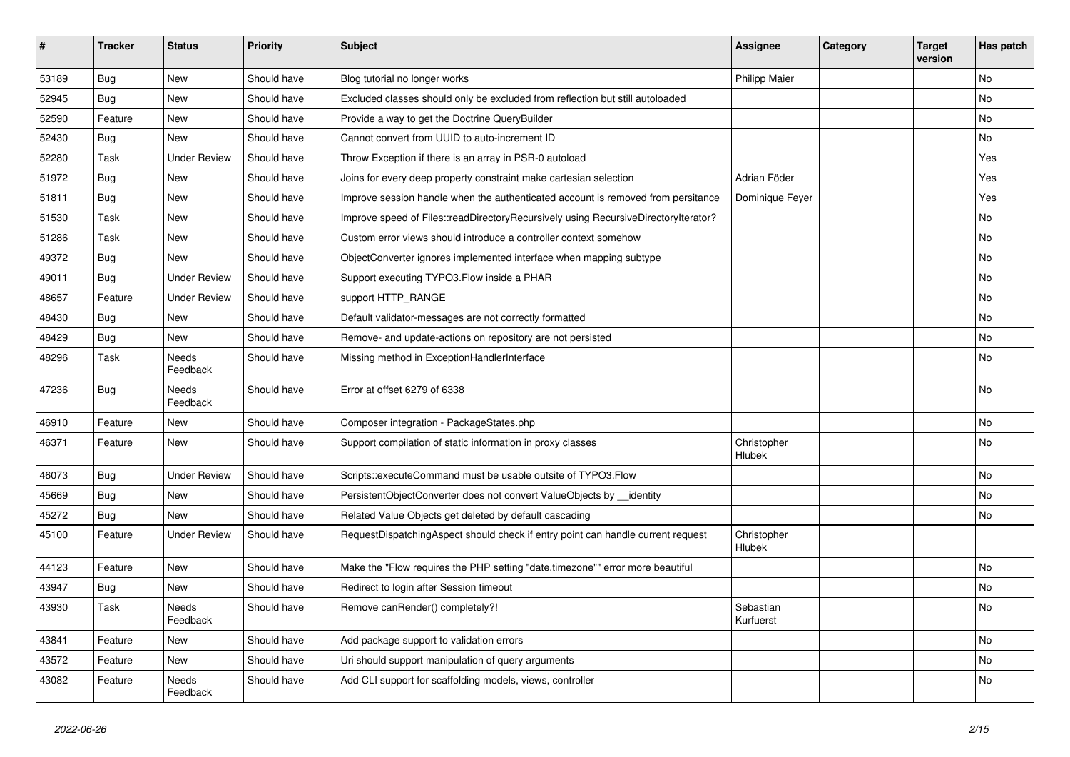| # | Tracker | Status | Priority | Subject | Assignee | Category | Target version | Has patch |
|---|---|---|---|---|---|---|---|---|
| 53189 | Bug | New | Should have | Blog tutorial no longer works | Philipp Maier | | | No |
| 52945 | Bug | New | Should have | Excluded classes should only be excluded from reflection but still autoloaded | | | | No |
| 52590 | Feature | New | Should have | Provide a way to get the Doctrine QueryBuilder | | | | No |
| 52430 | Bug | New | Should have | Cannot convert from UUID to auto-increment ID | | | | No |
| 52280 | Task | Under Review | Should have | Throw Exception if there is an array in PSR-0 autoload | | | | Yes |
| 51972 | Bug | New | Should have | Joins for every deep property constraint make cartesian selection | Adrian Föder | | | Yes |
| 51811 | Bug | New | Should have | Improve session handle when the authenticated account is removed from persitance | Dominique Feyer | | | Yes |
| 51530 | Task | New | Should have | Improve speed of Files::readDirectoryRecursively using RecursiveDirectoryIterator? | | | | No |
| 51286 | Task | New | Should have | Custom error views should introduce a controller context somehow | | | | No |
| 49372 | Bug | New | Should have | ObjectConverter ignores implemented interface when mapping subtype | | | | No |
| 49011 | Bug | Under Review | Should have | Support executing TYPO3.Flow inside a PHAR | | | | No |
| 48657 | Feature | Under Review | Should have | support HTTP_RANGE | | | | No |
| 48430 | Bug | New | Should have | Default validator-messages are not correctly formatted | | | | No |
| 48429 | Bug | New | Should have | Remove- and update-actions on repository are not persisted | | | | No |
| 48296 | Task | Needs Feedback | Should have | Missing method in ExceptionHandlerInterface | | | | No |
| 47236 | Bug | Needs Feedback | Should have | Error at offset 6279 of 6338 | | | | No |
| 46910 | Feature | New | Should have | Composer integration - PackageStates.php | | | | No |
| 46371 | Feature | New | Should have | Support compilation of static information in proxy classes | Christopher Hlubek | | | No |
| 46073 | Bug | Under Review | Should have | Scripts::executeCommand must be usable outsite of TYPO3.Flow | | | | No |
| 45669 | Bug | New | Should have | PersistentObjectConverter does not convert ValueObjects by __identity | | | | No |
| 45272 | Bug | New | Should have | Related Value Objects get deleted by default cascading | | | | No |
| 45100 | Feature | Under Review | Should have | RequestDispatchingAspect should check if entry point can handle current request | Christopher Hlubek | | | |
| 44123 | Feature | New | Should have | Make the "Flow requires the PHP setting "date.timezone"" error more beautiful | | | | No |
| 43947 | Bug | New | Should have | Redirect to login after Session timeout | | | | No |
| 43930 | Task | Needs Feedback | Should have | Remove canRender() completely?! | Sebastian Kurfuerst | | | No |
| 43841 | Feature | New | Should have | Add package support to validation errors | | | | No |
| 43572 | Feature | New | Should have | Uri should support manipulation of query arguments | | | | No |
| 43082 | Feature | Needs Feedback | Should have | Add CLI support for scaffolding models, views, controller | | | | No |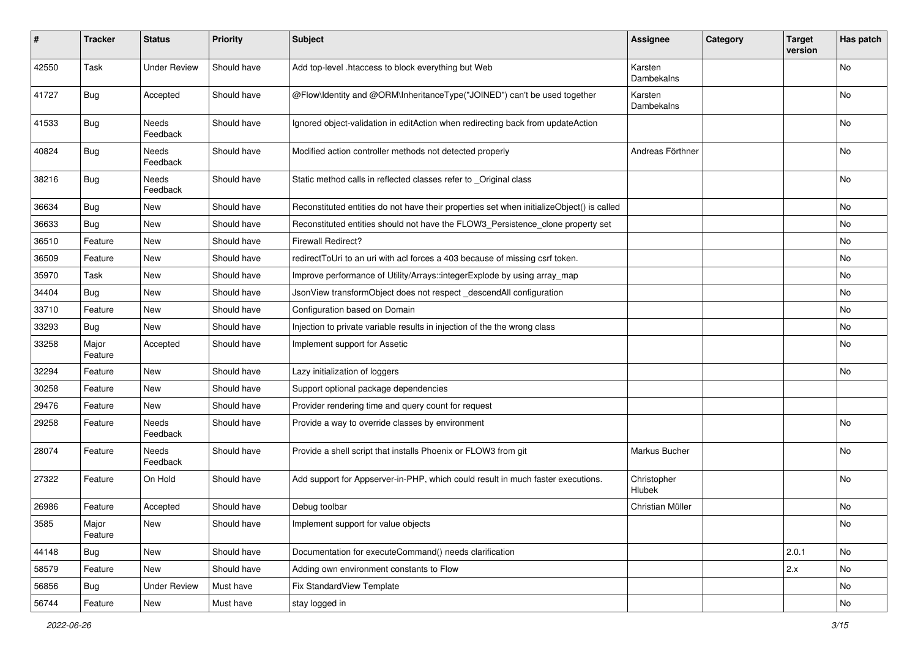| # | Tracker | Status | Priority | Subject | Assignee | Category | Target version | Has patch |
|---|---|---|---|---|---|---|---|---|
| 42550 | Task | Under Review | Should have | Add top-level .htaccess to block everything but Web | Karsten Dambekalns | | | No |
| 41727 | Bug | Accepted | Should have | @Flow\Identity and @ORM\InheritanceType("JOINED") can't be used together | Karsten Dambekalns | | | No |
| 41533 | Bug | Needs Feedback | Should have | Ignored object-validation in editAction when redirecting back from updateAction | | | | No |
| 40824 | Bug | Needs Feedback | Should have | Modified action controller methods not detected properly | Andreas Förthner | | | No |
| 38216 | Bug | Needs Feedback | Should have | Static method calls in reflected classes refer to _Original class | | | | No |
| 36634 | Bug | New | Should have | Reconstituted entities do not have their properties set when initializeObject() is called | | | | No |
| 36633 | Bug | New | Should have | Reconstituted entities should not have the FLOW3_Persistence_clone property set | | | | No |
| 36510 | Feature | New | Should have | Firewall Redirect? | | | | No |
| 36509 | Feature | New | Should have | redirectToUri to an uri with acl forces a 403 because of missing csrf token. | | | | No |
| 35970 | Task | New | Should have | Improve performance of Utility/Arrays::integerExplode by using array_map | | | | No |
| 34404 | Bug | New | Should have | JsonView transformObject does not respect _descendAll configuration | | | | No |
| 33710 | Feature | New | Should have | Configuration based on Domain | | | | No |
| 33293 | Bug | New | Should have | Injection to private variable results in injection of the the wrong class | | | | No |
| 33258 | Major Feature | Accepted | Should have | Implement support for Assetic | | | | No |
| 32294 | Feature | New | Should have | Lazy initialization of loggers | | | | No |
| 30258 | Feature | New | Should have | Support optional package dependencies | | | | |
| 29476 | Feature | New | Should have | Provider rendering time and query count for request | | | | |
| 29258 | Feature | Needs Feedback | Should have | Provide a way to override classes by environment | | | | No |
| 28074 | Feature | Needs Feedback | Should have | Provide a shell script that installs Phoenix or FLOW3 from git | Markus Bucher | | | No |
| 27322 | Feature | On Hold | Should have | Add support for Appserver-in-PHP, which could result in much faster executions. | Christopher Hlubek | | | No |
| 26986 | Feature | Accepted | Should have | Debug toolbar | Christian Müller | | | No |
| 3585 | Major Feature | New | Should have | Implement support for value objects | | | | No |
| 44148 | Bug | New | Should have | Documentation for executeCommand() needs clarification | | | 2.0.1 | No |
| 58579 | Feature | New | Should have | Adding own environment constants to Flow | | | 2.x | No |
| 56856 | Bug | Under Review | Must have | Fix StandardView Template | | | | No |
| 56744 | Feature | New | Must have | stay logged in | | | | No |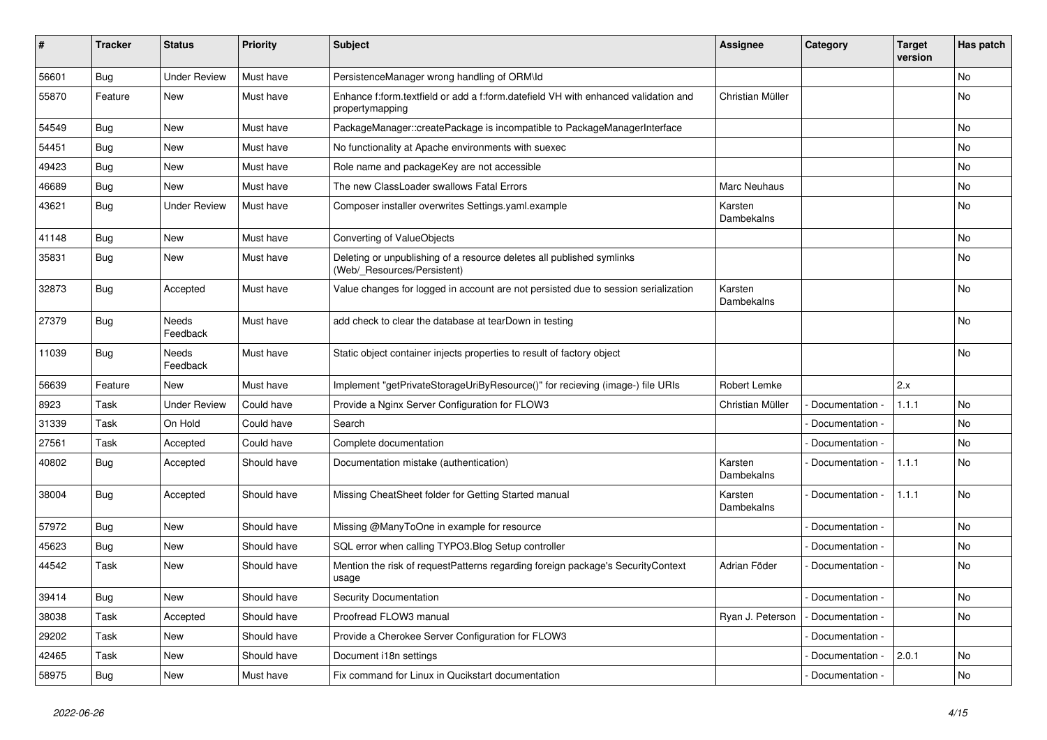| # | Tracker | Status | Priority | Subject | Assignee | Category | Target version | Has patch |
|---|---|---|---|---|---|---|---|---|
| 56601 | Bug | Under Review | Must have | PersistenceManager wrong handling of ORM\Id | | | | No |
| 55870 | Feature | New | Must have | Enhance f:form.textfield or add a f:form.datefield VH with enhanced validation and propertymapping | Christian Müller | | | No |
| 54549 | Bug | New | Must have | PackageManager::createPackage is incompatible to PackageManagerInterface | | | | No |
| 54451 | Bug | New | Must have | No functionality at Apache environments with suexec | | | | No |
| 49423 | Bug | New | Must have | Role name and packageKey are not accessible | | | | No |
| 46689 | Bug | New | Must have | The new ClassLoader swallows Fatal Errors | Marc Neuhaus | | | No |
| 43621 | Bug | Under Review | Must have | Composer installer overwrites Settings.yaml.example | Karsten Dambekalns | | | No |
| 41148 | Bug | New | Must have | Converting of ValueObjects | | | | No |
| 35831 | Bug | New | Must have | Deleting or unpublishing of a resource deletes all published symlinks (Web/_Resources/Persistent) | | | | No |
| 32873 | Bug | Accepted | Must have | Value changes for logged in account are not persisted due to session serialization | Karsten Dambekalns | | | No |
| 27379 | Bug | Needs Feedback | Must have | add check to clear the database at tearDown in testing | | | | No |
| 11039 | Bug | Needs Feedback | Must have | Static object container injects properties to result of factory object | | | | No |
| 56639 | Feature | New | Must have | Implement "getPrivateStorageUriByResource()" for recieving (image-) file URIs | Robert Lemke | | 2.x | |
| 8923 | Task | Under Review | Could have | Provide a Nginx Server Configuration for FLOW3 | Christian Müller | - Documentation - | 1.1.1 | No |
| 31339 | Task | On Hold | Could have | Search | | - Documentation - | | No |
| 27561 | Task | Accepted | Could have | Complete documentation | | - Documentation - | | No |
| 40802 | Bug | Accepted | Should have | Documentation mistake (authentication) | Karsten Dambekalns | - Documentation - | 1.1.1 | No |
| 38004 | Bug | Accepted | Should have | Missing CheatSheet folder for Getting Started manual | Karsten Dambekalns | - Documentation - | 1.1.1 | No |
| 57972 | Bug | New | Should have | Missing @ManyToOne in example for resource | | - Documentation - | | No |
| 45623 | Bug | New | Should have | SQL error when calling TYPO3.Blog Setup controller | | - Documentation - | | No |
| 44542 | Task | New | Should have | Mention the risk of requestPatterns regarding foreign package's SecurityContext usage | Adrian Föder | - Documentation - | | No |
| 39414 | Bug | New | Should have | Security Documentation | | - Documentation - | | No |
| 38038 | Task | Accepted | Should have | Proofread FLOW3 manual | Ryan J. Peterson | - Documentation - | | No |
| 29202 | Task | New | Should have | Provide a Cherokee Server Configuration for FLOW3 | | - Documentation - | | |
| 42465 | Task | New | Should have | Document i18n settings | | - Documentation - | 2.0.1 | No |
| 58975 | Bug | New | Must have | Fix command for Linux in Qucikstart documentation | | - Documentation - | | No |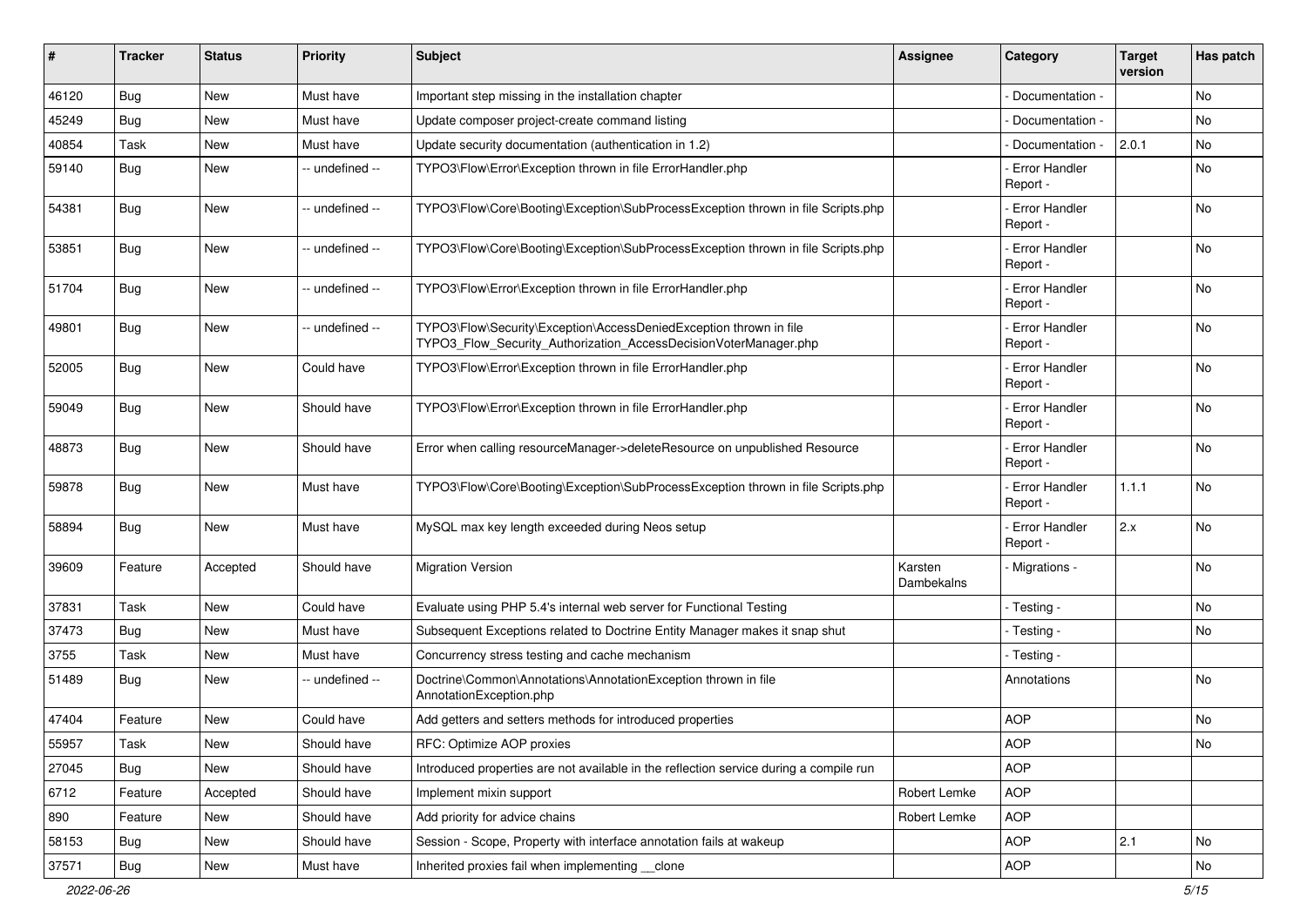| # | Tracker | Status | Priority | Subject | Assignee | Category | Target version | Has patch |
| --- | --- | --- | --- | --- | --- | --- | --- | --- |
| 46120 | Bug | New | Must have | Important step missing in the installation chapter | | - Documentation - | | No |
| 45249 | Bug | New | Must have | Update composer project-create command listing | | - Documentation - | | No |
| 40854 | Task | New | Must have | Update security documentation (authentication in 1.2) | | - Documentation - | 2.0.1 | No |
| 59140 | Bug | New | -- undefined -- | TYPO3\Flow\Error\Exception thrown in file ErrorHandler.php | | - Error Handler Report - | | No |
| 54381 | Bug | New | -- undefined -- | TYPO3\Flow\Core\Booting\Exception\SubProcessException thrown in file Scripts.php | | - Error Handler Report - | | No |
| 53851 | Bug | New | -- undefined -- | TYPO3\Flow\Core\Booting\Exception\SubProcessException thrown in file Scripts.php | | - Error Handler Report - | | No |
| 51704 | Bug | New | -- undefined -- | TYPO3\Flow\Error\Exception thrown in file ErrorHandler.php | | - Error Handler Report - | | No |
| 49801 | Bug | New | -- undefined -- | TYPO3\Flow\Security\Exception\AccessDeniedException thrown in file TYPO3_Flow_Security_Authorization_AccessDecisionVoterManager.php | | - Error Handler Report - | | No |
| 52005 | Bug | New | Could have | TYPO3\Flow\Error\Exception thrown in file ErrorHandler.php | | - Error Handler Report - | | No |
| 59049 | Bug | New | Should have | TYPO3\Flow\Error\Exception thrown in file ErrorHandler.php | | - Error Handler Report - | | No |
| 48873 | Bug | New | Should have | Error when calling resourceManager->deleteResource on unpublished Resource | | - Error Handler Report - | | No |
| 59878 | Bug | New | Must have | TYPO3\Flow\Core\Booting\Exception\SubProcessException thrown in file Scripts.php | | - Error Handler Report - | 1.1.1 | No |
| 58894 | Bug | New | Must have | MySQL max key length exceeded during Neos setup | | - Error Handler Report - | 2.x | No |
| 39609 | Feature | Accepted | Should have | Migration Version | Karsten Dambekalns | - Migrations - | | No |
| 37831 | Task | New | Could have | Evaluate using PHP 5.4's internal web server for Functional Testing | | - Testing - | | No |
| 37473 | Bug | New | Must have | Subsequent Exceptions related to Doctrine Entity Manager makes it snap shut | | - Testing - | | No |
| 3755 | Task | New | Must have | Concurrency stress testing and cache mechanism | | - Testing - | | |
| 51489 | Bug | New | -- undefined -- | Doctrine\Common\Annotations\AnnotationException thrown in file AnnotationException.php | | Annotations | | No |
| 47404 | Feature | New | Could have | Add getters and setters methods for introduced properties | | AOP | | No |
| 55957 | Task | New | Should have | RFC: Optimize AOP proxies | | AOP | | No |
| 27045 | Bug | New | Should have | Introduced properties are not available in the reflection service during a compile run | | AOP | | |
| 6712 | Feature | Accepted | Should have | Implement mixin support | Robert Lemke | AOP | | |
| 890 | Feature | New | Should have | Add priority for advice chains | Robert Lemke | AOP | | |
| 58153 | Bug | New | Should have | Session - Scope, Property with interface annotation fails at wakeup | | AOP | 2.1 | No |
| 37571 | Bug | New | Must have | Inherited proxies fail when implementing __clone | | AOP | | No |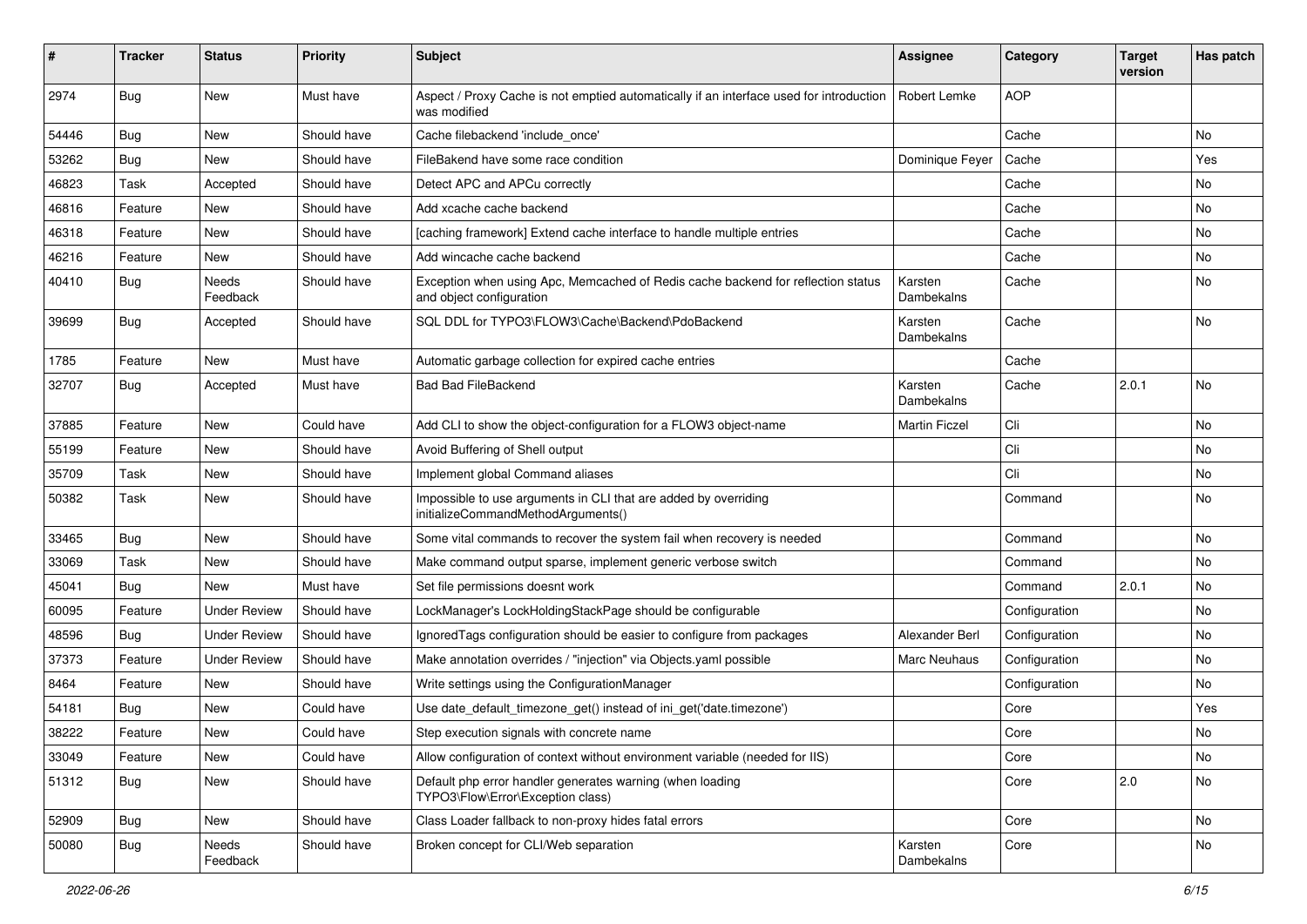| # | Tracker | Status | Priority | Subject | Assignee | Category | Target version | Has patch |
|---|---|---|---|---|---|---|---|---|
| 2974 | Bug | New | Must have | Aspect / Proxy Cache is not emptied automatically if an interface used for introduction was modified | Robert Lemke | AOP | | |
| 54446 | Bug | New | Should have | Cache filebackend 'include_once' | | Cache | | No |
| 53262 | Bug | New | Should have | FileBakend have some race condition | Dominique Feyer | Cache | | Yes |
| 46823 | Task | Accepted | Should have | Detect APC and APCu correctly | | Cache | | No |
| 46816 | Feature | New | Should have | Add xcache cache backend | | Cache | | No |
| 46318 | Feature | New | Should have | [caching framework] Extend cache interface to handle multiple entries | | Cache | | No |
| 46216 | Feature | New | Should have | Add wincache cache backend | | Cache | | No |
| 40410 | Bug | Needs Feedback | Should have | Exception when using Apc, Memcached of Redis cache backend for reflection status and object configuration | Karsten Dambekalns | Cache | | No |
| 39699 | Bug | Accepted | Should have | SQL DDL for TYPO3\FLOW3\Cache\Backend\PdoBackend | Karsten Dambekalns | Cache | | No |
| 1785 | Feature | New | Must have | Automatic garbage collection for expired cache entries | | Cache | | |
| 32707 | Bug | Accepted | Must have | Bad Bad FileBackend | Karsten Dambekalns | Cache | 2.0.1 | No |
| 37885 | Feature | New | Could have | Add CLI to show the object-configuration for a FLOW3 object-name | Martin Ficzel | Cli | | No |
| 55199 | Feature | New | Should have | Avoid Buffering of Shell output | | Cli | | No |
| 35709 | Task | New | Should have | Implement global Command aliases | | Cli | | No |
| 50382 | Task | New | Should have | Impossible to use arguments in CLI that are added by overriding initializeCommandMethodArguments() | | Command | | No |
| 33465 | Bug | New | Should have | Some vital commands to recover the system fail when recovery is needed | | Command | | No |
| 33069 | Task | New | Should have | Make command output sparse, implement generic verbose switch | | Command | | No |
| 45041 | Bug | New | Must have | Set file permissions doesnt work | | Command | 2.0.1 | No |
| 60095 | Feature | Under Review | Should have | LockManager's LockHoldingStackPage should be configurable | | Configuration | | No |
| 48596 | Bug | Under Review | Should have | IgnoredTags configuration should be easier to configure from packages | Alexander Berl | Configuration | | No |
| 37373 | Feature | Under Review | Should have | Make annotation overrides / "injection" via Objects.yaml possible | Marc Neuhaus | Configuration | | No |
| 8464 | Feature | New | Should have | Write settings using the ConfigurationManager | | Configuration | | No |
| 54181 | Bug | New | Could have | Use date_default_timezone_get() instead of ini_get('date.timezone') | | Core | | Yes |
| 38222 | Feature | New | Could have | Step execution signals with concrete name | | Core | | No |
| 33049 | Feature | New | Could have | Allow configuration of context without environment variable (needed for IIS) | | Core | | No |
| 51312 | Bug | New | Should have | Default php error handler generates warning (when loading TYPO3\Flow\Error\Exception class) | | Core | 2.0 | No |
| 52909 | Bug | New | Should have | Class Loader fallback to non-proxy hides fatal errors | | Core | | No |
| 50080 | Bug | Needs Feedback | Should have | Broken concept for CLI/Web separation | Karsten Dambekalns | Core | | No |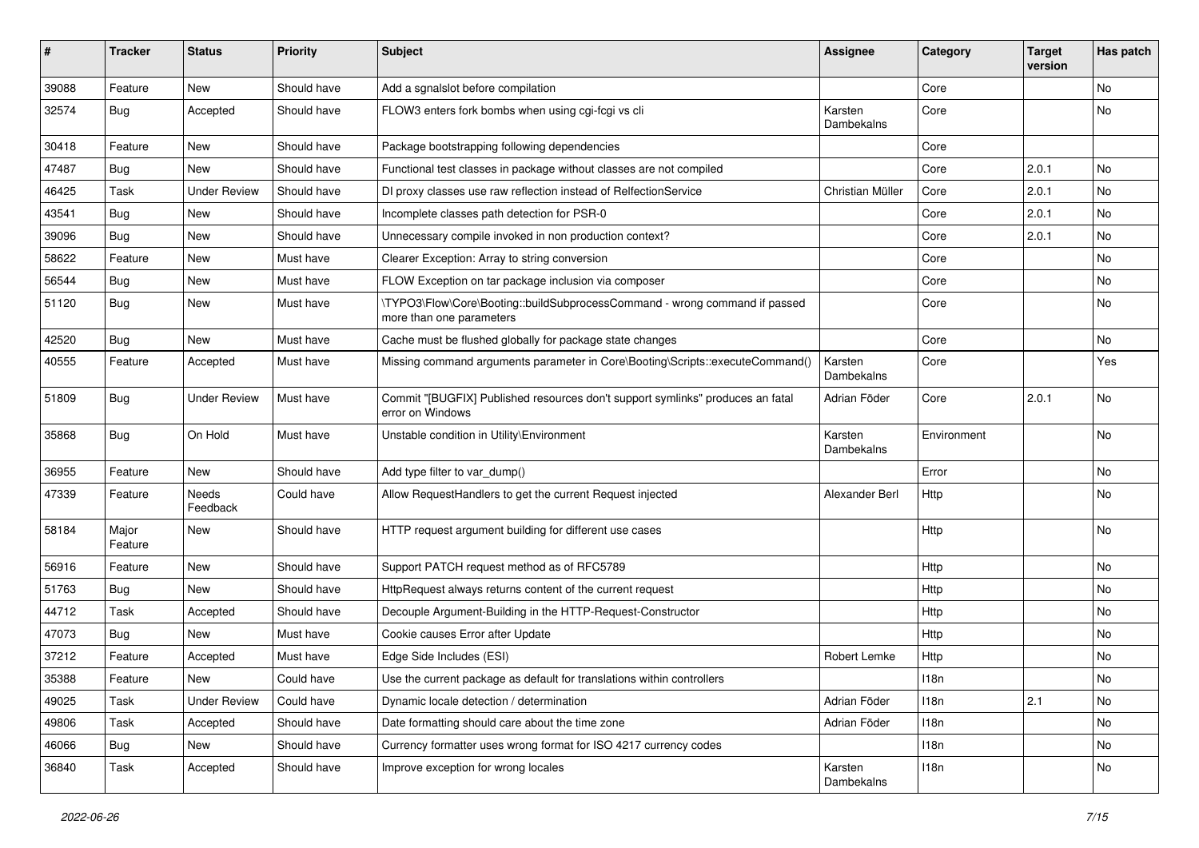| # | Tracker | Status | Priority | Subject | Assignee | Category | Target version | Has patch |
|---|---|---|---|---|---|---|---|---|
| 39088 | Feature | New | Should have | Add a sgnalslot before compilation | | Core | | No |
| 32574 | Bug | Accepted | Should have | FLOW3 enters fork bombs when using cgi-fcgi vs cli | Karsten Dambekalns | Core | | No |
| 30418 | Feature | New | Should have | Package bootstrapping following dependencies | | Core | | |
| 47487 | Bug | New | Should have | Functional test classes in package without classes are not compiled | | Core | 2.0.1 | No |
| 46425 | Task | Under Review | Should have | DI proxy classes use raw reflection instead of RelfectionService | Christian Müller | Core | 2.0.1 | No |
| 43541 | Bug | New | Should have | Incomplete classes path detection for PSR-0 | | Core | 2.0.1 | No |
| 39096 | Bug | New | Should have | Unnecessary compile invoked in non production context? | | Core | 2.0.1 | No |
| 58622 | Feature | New | Must have | Clearer Exception: Array to string conversion | | Core | | No |
| 56544 | Bug | New | Must have | FLOW Exception on tar package inclusion via composer | | Core | | No |
| 51120 | Bug | New | Must have | \TYPO3\Flow\Core\Booting::buildSubprocessCommand - wrong command if passed more than one parameters | | Core | | No |
| 42520 | Bug | New | Must have | Cache must be flushed globally for package state changes | | Core | | No |
| 40555 | Feature | Accepted | Must have | Missing command arguments parameter in Core\Booting\Scripts::executeCommand() | Karsten Dambekalns | Core | | Yes |
| 51809 | Bug | Under Review | Must have | Commit "[BUGFIX] Published resources don't support symlinks" produces an fatal error on Windows | Adrian Föder | Core | 2.0.1 | No |
| 35868 | Bug | On Hold | Must have | Unstable condition in Utility\Environment | Karsten Dambekalns | Environment | | No |
| 36955 | Feature | New | Should have | Add type filter to var_dump() | | Error | | No |
| 47339 | Feature | Needs Feedback | Could have | Allow RequestHandlers to get the current Request injected | Alexander Berl | Http | | No |
| 58184 | Major Feature | New | Should have | HTTP request argument building for different use cases | | Http | | No |
| 56916 | Feature | New | Should have | Support PATCH request method as of RFC5789 | | Http | | No |
| 51763 | Bug | New | Should have | HttpRequest always returns content of the current request | | Http | | No |
| 44712 | Task | Accepted | Should have | Decouple Argument-Building in the HTTP-Request-Constructor | | Http | | No |
| 47073 | Bug | New | Must have | Cookie causes Error after Update | | Http | | No |
| 37212 | Feature | Accepted | Must have | Edge Side Includes (ESI) | Robert Lemke | Http | | No |
| 35388 | Feature | New | Could have | Use the current package as default for translations within controllers | | I18n | | No |
| 49025 | Task | Under Review | Could have | Dynamic locale detection / determination | Adrian Föder | I18n | 2.1 | No |
| 49806 | Task | Accepted | Should have | Date formatting should care about the time zone | Adrian Föder | I18n | | No |
| 46066 | Bug | New | Should have | Currency formatter uses wrong format for ISO 4217 currency codes | | I18n | | No |
| 36840 | Task | Accepted | Should have | Improve exception for wrong locales | Karsten Dambekalns | I18n | | No |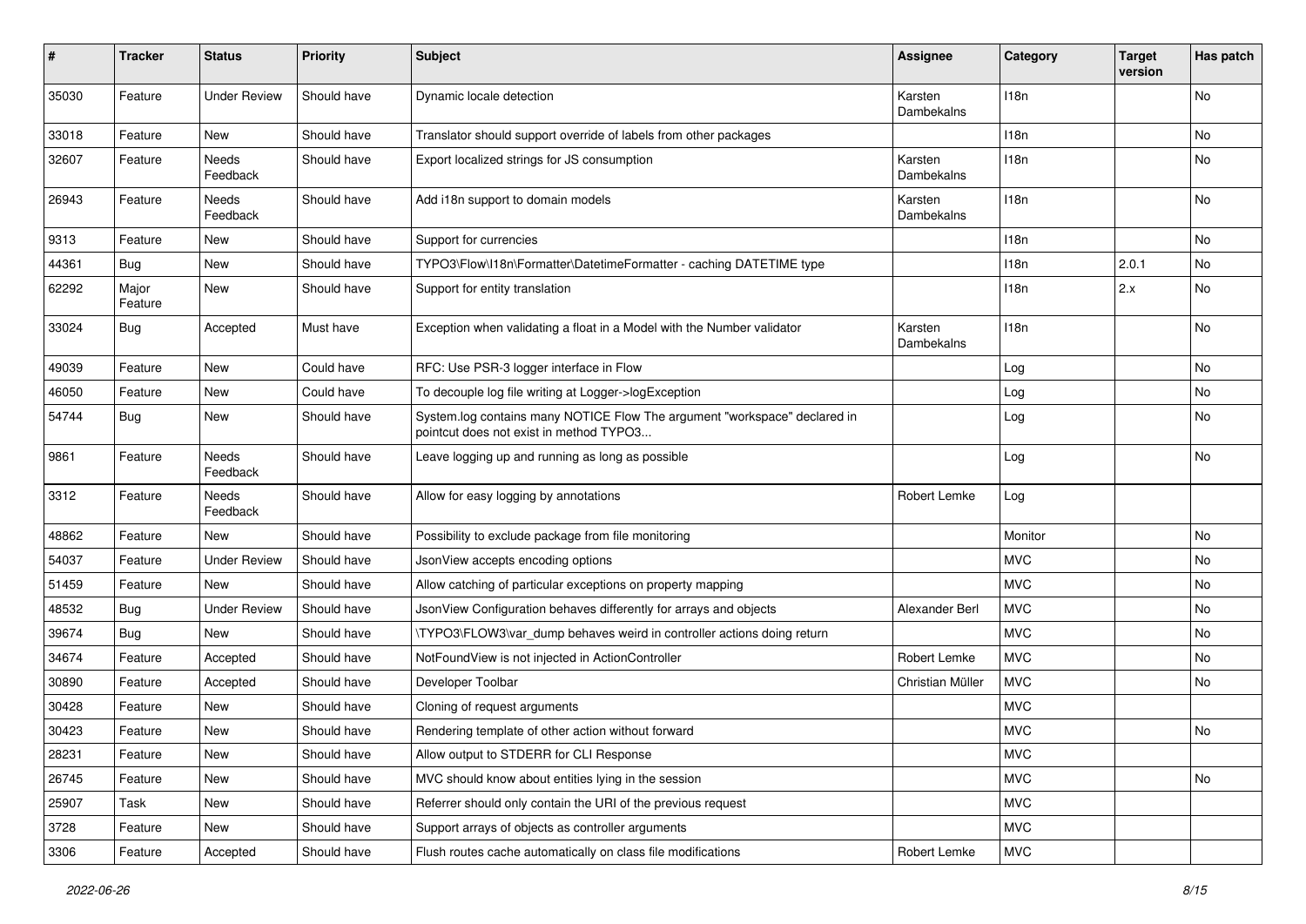| # | Tracker | Status | Priority | Subject | Assignee | Category | Target version | Has patch |
|---|---|---|---|---|---|---|---|---|
| 35030 | Feature | Under Review | Should have | Dynamic locale detection | Karsten Dambekalns | I18n | | No |
| 33018 | Feature | New | Should have | Translator should support override of labels from other packages | | I18n | | No |
| 32607 | Feature | Needs Feedback | Should have | Export localized strings for JS consumption | Karsten Dambekalns | I18n | | No |
| 26943 | Feature | Needs Feedback | Should have | Add i18n support to domain models | Karsten Dambekalns | I18n | | No |
| 9313 | Feature | New | Should have | Support for currencies | | I18n | | No |
| 44361 | Bug | New | Should have | TYPO3\Flow\I18n\Formatter\DatetimeFormatter - caching DATETIME type | | I18n | 2.0.1 | No |
| 62292 | Major Feature | New | Should have | Support for entity translation | | I18n | 2.x | No |
| 33024 | Bug | Accepted | Must have | Exception when validating a float in a Model with the Number validator | Karsten Dambekalns | I18n | | No |
| 49039 | Feature | New | Could have | RFC: Use PSR-3 logger interface in Flow | | Log | | No |
| 46050 | Feature | New | Could have | To decouple log file writing at Logger->logException | | Log | | No |
| 54744 | Bug | New | Should have | System.log contains many NOTICE Flow The argument "workspace" declared in pointcut does not exist in method TYPO3... | | Log | | No |
| 9861 | Feature | Needs Feedback | Should have | Leave logging up and running as long as possible | | Log | | No |
| 3312 | Feature | Needs Feedback | Should have | Allow for easy logging by annotations | Robert Lemke | Log | | |
| 48862 | Feature | New | Should have | Possibility to exclude package from file monitoring | | Monitor | | No |
| 54037 | Feature | Under Review | Should have | JsonView accepts encoding options | | MVC | | No |
| 51459 | Feature | New | Should have | Allow catching of particular exceptions on property mapping | | MVC | | No |
| 48532 | Bug | Under Review | Should have | JsonView Configuration behaves differently for arrays and objects | Alexander Berl | MVC | | No |
| 39674 | Bug | New | Should have | \TYPO3\FLOW3\var_dump behaves weird in controller actions doing return | | MVC | | No |
| 34674 | Feature | Accepted | Should have | NotFoundView is not injected in ActionController | Robert Lemke | MVC | | No |
| 30890 | Feature | Accepted | Should have | Developer Toolbar | Christian Müller | MVC | | No |
| 30428 | Feature | New | Should have | Cloning of request arguments | | MVC | | |
| 30423 | Feature | New | Should have | Rendering template of other action without forward | | MVC | | No |
| 28231 | Feature | New | Should have | Allow output to STDERR for CLI Response | | MVC | | |
| 26745 | Feature | New | Should have | MVC should know about entities lying in the session | | MVC | | No |
| 25907 | Task | New | Should have | Referrer should only contain the URI of the previous request | | MVC | | |
| 3728 | Feature | New | Should have | Support arrays of objects as controller arguments | | MVC | | |
| 3306 | Feature | Accepted | Should have | Flush routes cache automatically on class file modifications | Robert Lemke | MVC | | |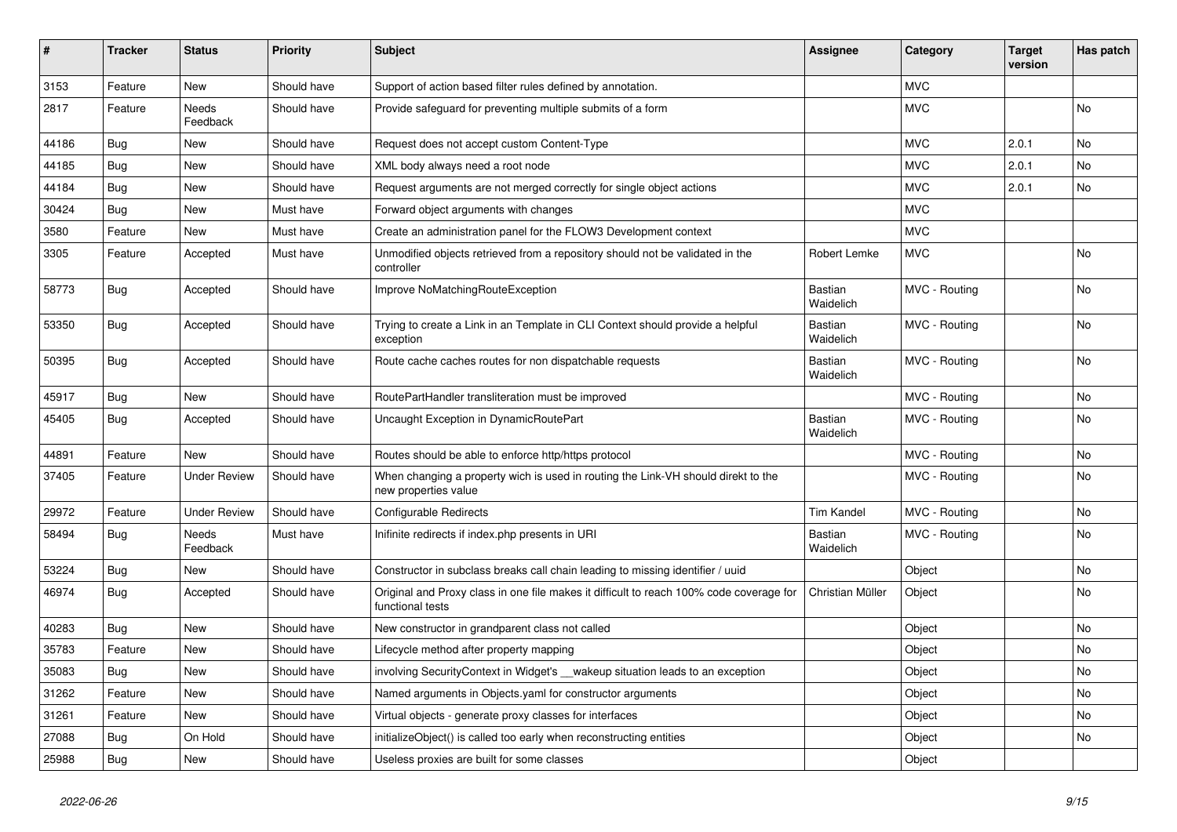| # | Tracker | Status | Priority | Subject | Assignee | Category | Target version | Has patch |
|---|---|---|---|---|---|---|---|---|
| 3153 | Feature | New | Should have | Support of action based filter rules defined by annotation. | | MVC | | |
| 2817 | Feature | Needs Feedback | Should have | Provide safeguard for preventing multiple submits of a form | | MVC | | No |
| 44186 | Bug | New | Should have | Request does not accept custom Content-Type | | MVC | 2.0.1 | No |
| 44185 | Bug | New | Should have | XML body always need a root node | | MVC | 2.0.1 | No |
| 44184 | Bug | New | Should have | Request arguments are not merged correctly for single object actions | | MVC | 2.0.1 | No |
| 30424 | Bug | New | Must have | Forward object arguments with changes | | MVC | | |
| 3580 | Feature | New | Must have | Create an administration panel for the FLOW3 Development context | | MVC | | |
| 3305 | Feature | Accepted | Must have | Unmodified objects retrieved from a repository should not be validated in the controller | Robert Lemke | MVC | | No |
| 58773 | Bug | Accepted | Should have | Improve NoMatchingRouteException | Bastian Waidelich | MVC - Routing | | No |
| 53350 | Bug | Accepted | Should have | Trying to create a Link in an Template in CLI Context should provide a helpful exception | Bastian Waidelich | MVC - Routing | | No |
| 50395 | Bug | Accepted | Should have | Route cache caches routes for non dispatchable requests | Bastian Waidelich | MVC - Routing | | No |
| 45917 | Bug | New | Should have | RoutePartHandler transliteration must be improved | | MVC - Routing | | No |
| 45405 | Bug | Accepted | Should have | Uncaught Exception in DynamicRoutePart | Bastian Waidelich | MVC - Routing | | No |
| 44891 | Feature | New | Should have | Routes should be able to enforce http/https protocol | | MVC - Routing | | No |
| 37405 | Feature | Under Review | Should have | When changing a property wich is used in routing the Link-VH should direkt to the new properties value | | MVC - Routing | | No |
| 29972 | Feature | Under Review | Should have | Configurable Redirects | Tim Kandel | MVC - Routing | | No |
| 58494 | Bug | Needs Feedback | Must have | Inifinite redirects if index.php presents in URI | Bastian Waidelich | MVC - Routing | | No |
| 53224 | Bug | New | Should have | Constructor in subclass breaks call chain leading to missing identifier / uuid | | Object | | No |
| 46974 | Bug | Accepted | Should have | Original and Proxy class in one file makes it difficult to reach 100% code coverage for functional tests | Christian Müller | Object | | No |
| 40283 | Bug | New | Should have | New constructor in grandparent class not called | | Object | | No |
| 35783 | Feature | New | Should have | Lifecycle method after property mapping | | Object | | No |
| 35083 | Bug | New | Should have | involving SecurityContext in Widget's __wakeup situation leads to an exception | | Object | | No |
| 31262 | Feature | New | Should have | Named arguments in Objects.yaml for constructor arguments | | Object | | No |
| 31261 | Feature | New | Should have | Virtual objects - generate proxy classes for interfaces | | Object | | No |
| 27088 | Bug | On Hold | Should have | initializeObject() is called too early when reconstructing entities | | Object | | No |
| 25988 | Bug | New | Should have | Useless proxies are built for some classes | | Object | | |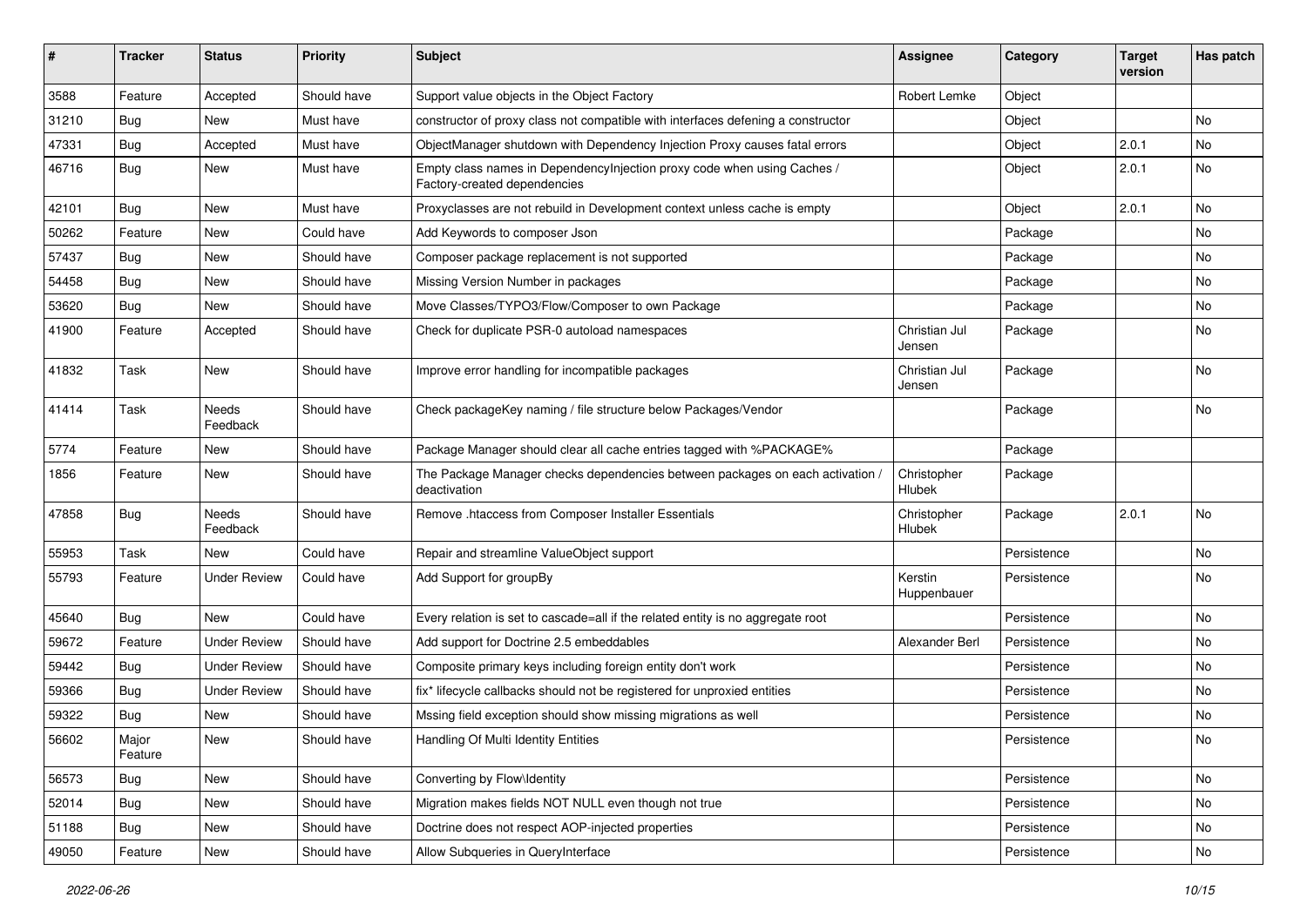| # | Tracker | Status | Priority | Subject | Assignee | Category | Target version | Has patch |
|---|---|---|---|---|---|---|---|---|
| 3588 | Feature | Accepted | Should have | Support value objects in the Object Factory | Robert Lemke | Object | | |
| 31210 | Bug | New | Must have | constructor of proxy class not compatible with interfaces defening a constructor | | Object | | No |
| 47331 | Bug | Accepted | Must have | ObjectManager shutdown with Dependency Injection Proxy causes fatal errors | | Object | 2.0.1 | No |
| 46716 | Bug | New | Must have | Empty class names in DependencyInjection proxy code when using Caches / Factory-created dependencies | | Object | 2.0.1 | No |
| 42101 | Bug | New | Must have | Proxyclasses are not rebuild in Development context unless cache is empty | | Object | 2.0.1 | No |
| 50262 | Feature | New | Could have | Add Keywords to composer Json | | Package | | No |
| 57437 | Bug | New | Should have | Composer package replacement is not supported | | Package | | No |
| 54458 | Bug | New | Should have | Missing Version Number in packages | | Package | | No |
| 53620 | Bug | New | Should have | Move Classes/TYPO3/Flow/Composer to own Package | | Package | | No |
| 41900 | Feature | Accepted | Should have | Check for duplicate PSR-0 autoload namespaces | Christian Jul Jensen | Package | | No |
| 41832 | Task | New | Should have | Improve error handling for incompatible packages | Christian Jul Jensen | Package | | No |
| 41414 | Task | Needs Feedback | Should have | Check packageKey naming / file structure below Packages/Vendor | | Package | | No |
| 5774 | Feature | New | Should have | Package Manager should clear all cache entries tagged with %PACKAGE% | | Package | | |
| 1856 | Feature | New | Should have | The Package Manager checks dependencies between packages on each activation / deactivation | Christopher Hlubek | Package | | |
| 47858 | Bug | Needs Feedback | Should have | Remove .htaccess from Composer Installer Essentials | Christopher Hlubek | Package | 2.0.1 | No |
| 55953 | Task | New | Could have | Repair and streamline ValueObject support | | Persistence | | No |
| 55793 | Feature | Under Review | Could have | Add Support for groupBy | Kerstin Huppenbauer | Persistence | | No |
| 45640 | Bug | New | Could have | Every relation is set to cascade=all if the related entity is no aggregate root | | Persistence | | No |
| 59672 | Feature | Under Review | Should have | Add support for Doctrine 2.5 embeddables | Alexander Berl | Persistence | | No |
| 59442 | Bug | Under Review | Should have | Composite primary keys including foreign entity don't work | | Persistence | | No |
| 59366 | Bug | Under Review | Should have | fix* lifecycle callbacks should not be registered for unproxied entities | | Persistence | | No |
| 59322 | Bug | New | Should have | Mssing field exception should show missing migrations as well | | Persistence | | No |
| 56602 | Major Feature | New | Should have | Handling Of Multi Identity Entities | | Persistence | | No |
| 56573 | Bug | New | Should have | Converting by Flow\Identity | | Persistence | | No |
| 52014 | Bug | New | Should have | Migration makes fields NOT NULL even though not true | | Persistence | | No |
| 51188 | Bug | New | Should have | Doctrine does not respect AOP-injected properties | | Persistence | | No |
| 49050 | Feature | New | Should have | Allow Subqueries in QueryInterface | | Persistence | | No |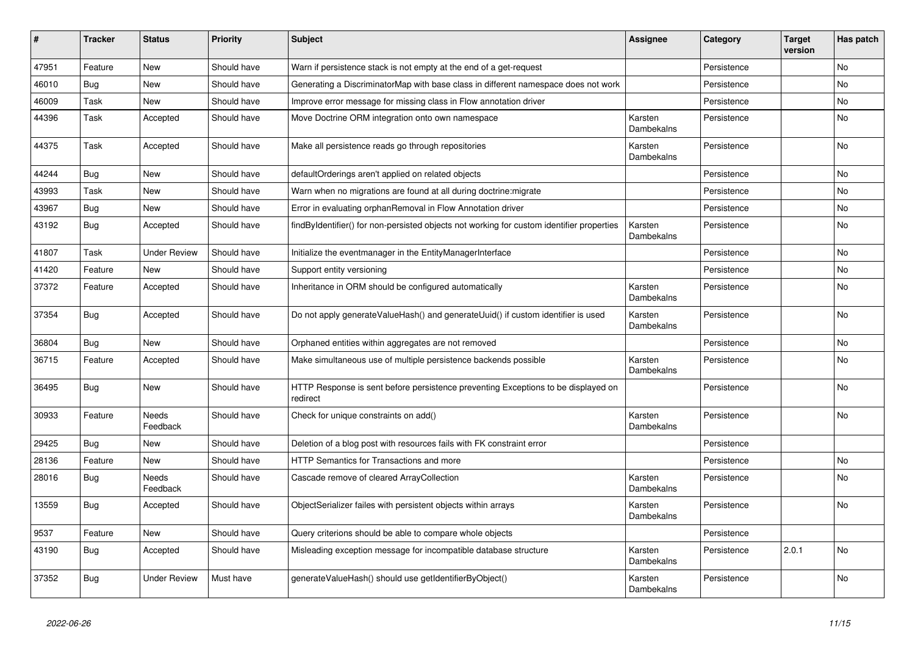| # | Tracker | Status | Priority | Subject | Assignee | Category | Target version | Has patch |
|---|---|---|---|---|---|---|---|---|
| 47951 | Feature | New | Should have | Warn if persistence stack is not empty at the end of a get-request | | Persistence | | No |
| 46010 | Bug | New | Should have | Generating a DiscriminatorMap with base class in different namespace does not work | | Persistence | | No |
| 46009 | Task | New | Should have | Improve error message for missing class in Flow annotation driver | | Persistence | | No |
| 44396 | Task | Accepted | Should have | Move Doctrine ORM integration onto own namespace | Karsten Dambekalns | Persistence | | No |
| 44375 | Task | Accepted | Should have | Make all persistence reads go through repositories | Karsten Dambekalns | Persistence | | No |
| 44244 | Bug | New | Should have | defaultOrderings aren't applied on related objects | | Persistence | | No |
| 43993 | Task | New | Should have | Warn when no migrations are found at all during doctrine:migrate | | Persistence | | No |
| 43967 | Bug | New | Should have | Error in evaluating orphanRemoval in Flow Annotation driver | | Persistence | | No |
| 43192 | Bug | Accepted | Should have | findByIdentifier() for non-persisted objects not working for custom identifier properties | Karsten Dambekalns | Persistence | | No |
| 41807 | Task | Under Review | Should have | Initialize the eventmanager in the EntityManagerInterface | | Persistence | | No |
| 41420 | Feature | New | Should have | Support entity versioning | | Persistence | | No |
| 37372 | Feature | Accepted | Should have | Inheritance in ORM should be configured automatically | Karsten Dambekalns | Persistence | | No |
| 37354 | Bug | Accepted | Should have | Do not apply generateValueHash() and generateUuid() if custom identifier is used | Karsten Dambekalns | Persistence | | No |
| 36804 | Bug | New | Should have | Orphaned entities within aggregates are not removed | | Persistence | | No |
| 36715 | Feature | Accepted | Should have | Make simultaneous use of multiple persistence backends possible | Karsten Dambekalns | Persistence | | No |
| 36495 | Bug | New | Should have | HTTP Response is sent before persistence preventing Exceptions to be displayed on redirect | | Persistence | | No |
| 30933 | Feature | Needs Feedback | Should have | Check for unique constraints on add() | Karsten Dambekalns | Persistence | | No |
| 29425 | Bug | New | Should have | Deletion of a blog post with resources fails with FK constraint error | | Persistence | | |
| 28136 | Feature | New | Should have | HTTP Semantics for Transactions and more | | Persistence | | No |
| 28016 | Bug | Needs Feedback | Should have | Cascade remove of cleared ArrayCollection | Karsten Dambekalns | Persistence | | No |
| 13559 | Bug | Accepted | Should have | ObjectSerializer failes with persistent objects within arrays | Karsten Dambekalns | Persistence | | No |
| 9537 | Feature | New | Should have | Query criterions should be able to compare whole objects | | Persistence | | |
| 43190 | Bug | Accepted | Should have | Misleading exception message for incompatible database structure | Karsten Dambekalns | Persistence | 2.0.1 | No |
| 37352 | Bug | Under Review | Must have | generateValueHash() should use getIdentifierByObject() | Karsten Dambekalns | Persistence | | No |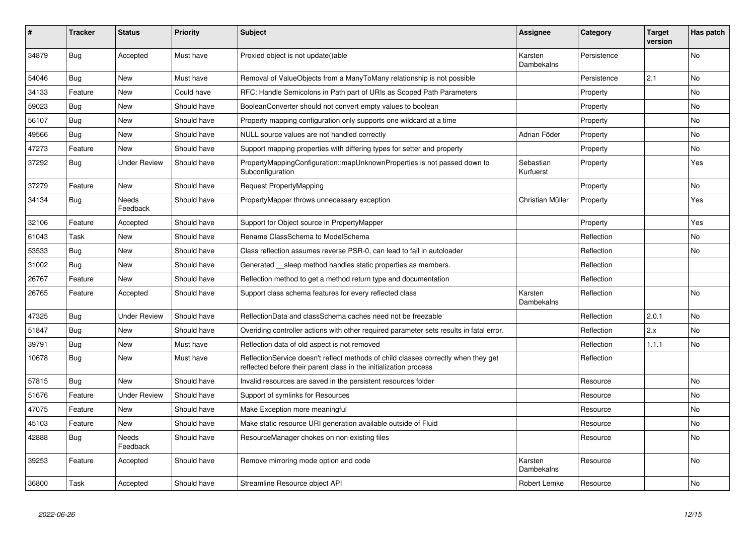| # | Tracker | Status | Priority | Subject | Assignee | Category | Target version | Has patch |
|---|---|---|---|---|---|---|---|---|
| 34879 | Bug | Accepted | Must have | Proxied object is not update()able | Karsten Dambekalns | Persistence | | No |
| 54046 | Bug | New | Must have | Removal of ValueObjects from a ManyToMany relationship is not possible | | Persistence | 2.1 | No |
| 34133 | Feature | New | Could have | RFC: Handle Semicolons in Path part of URIs as Scoped Path Parameters | | Property | | No |
| 59023 | Bug | New | Should have | BooleanConverter should not convert empty values to boolean | | Property | | No |
| 56107 | Bug | New | Should have | Property mapping configuration only supports one wildcard at a time | | Property | | No |
| 49566 | Bug | New | Should have | NULL source values are not handled correctly | Adrian Föder | Property | | No |
| 47273 | Feature | New | Should have | Support mapping properties with differing types for setter and property | | Property | | No |
| 37292 | Bug | Under Review | Should have | PropertyMappingConfiguration::mapUnknownProperties is not passed down to Subconfiguration | Sebastian Kurfuerst | Property | | Yes |
| 37279 | Feature | New | Should have | Request PropertyMapping | | Property | | No |
| 34134 | Bug | Needs Feedback | Should have | PropertyMapper throws unnecessary exception | Christian Müller | Property | | Yes |
| 32106 | Feature | Accepted | Should have | Support for Object source in PropertyMapper | | Property | | Yes |
| 61043 | Task | New | Should have | Rename ClassSchema to ModelSchema | | Reflection | | No |
| 53533 | Bug | New | Should have | Class reflection assumes reverse PSR-0, can lead to fail in autoloader | | Reflection | | No |
| 31002 | Bug | New | Should have | Generated __sleep method handles static properties as members. | | Reflection | | |
| 26767 | Feature | New | Should have | Reflection method to get a method return type and documentation | | Reflection | | |
| 26765 | Feature | Accepted | Should have | Support class schema features for every reflected class | Karsten Dambekalns | Reflection | | No |
| 47325 | Bug | Under Review | Should have | ReflectionData and classSchema caches need not be freezable | | Reflection | 2.0.1 | No |
| 51847 | Bug | New | Should have | Overiding controller actions with other required parameter sets results in fatal error. | | Reflection | 2.x | No |
| 39791 | Bug | New | Must have | Reflection data of old aspect is not removed | | Reflection | 1.1.1 | No |
| 10678 | Bug | New | Must have | ReflectionService doesn't reflect methods of child classes correctly when they get reflected before their parent class in the initialization process | | Reflection | | |
| 57815 | Bug | New | Should have | Invalid resources are saved in the persistent resources folder | | Resource | | No |
| 51676 | Feature | Under Review | Should have | Support of symlinks for Resources | | Resource | | No |
| 47075 | Feature | New | Should have | Make Exception more meaningful | | Resource | | No |
| 45103 | Feature | New | Should have | Make static resource URI generation available outside of Fluid | | Resource | | No |
| 42888 | Bug | Needs Feedback | Should have | ResourceManager chokes on non existing files | | Resource | | No |
| 39253 | Feature | Accepted | Should have | Remove mirroring mode option and code | Karsten Dambekalns | Resource | | No |
| 36800 | Task | Accepted | Should have | Streamline Resource object API | Robert Lemke | Resource | | No |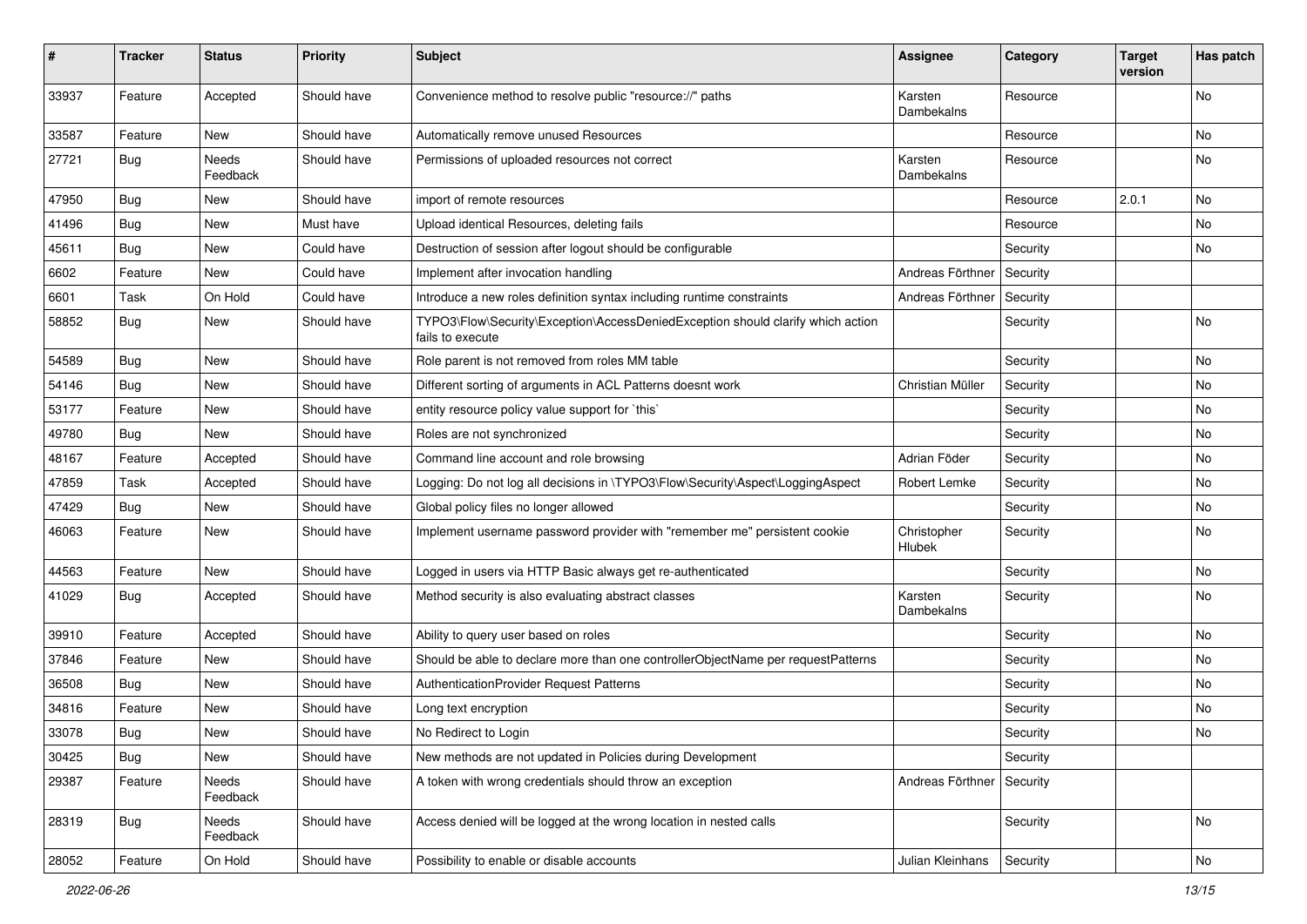| # | Tracker | Status | Priority | Subject | Assignee | Category | Target version | Has patch |
|---|---|---|---|---|---|---|---|---|
| 33937 | Feature | Accepted | Should have | Convenience method to resolve public "resource://" paths | Karsten Dambekalns | Resource | | No |
| 33587 | Feature | New | Should have | Automatically remove unused Resources | | Resource | | No |
| 27721 | Bug | Needs Feedback | Should have | Permissions of uploaded resources not correct | Karsten Dambekalns | Resource | | No |
| 47950 | Bug | New | Should have | import of remote resources | | Resource | 2.0.1 | No |
| 41496 | Bug | New | Must have | Upload identical Resources, deleting fails | | Resource | | No |
| 45611 | Bug | New | Could have | Destruction of session after logout should be configurable | | Security | | No |
| 6602 | Feature | New | Could have | Implement after invocation handling | Andreas Förthner | Security | | |
| 6601 | Task | On Hold | Could have | Introduce a new roles definition syntax including runtime constraints | Andreas Förthner | Security | | |
| 58852 | Bug | New | Should have | TYPO3\Flow\Security\Exception\AccessDeniedException should clarify which action fails to execute | | Security | | No |
| 54589 | Bug | New | Should have | Role parent is not removed from roles MM table | | Security | | No |
| 54146 | Bug | New | Should have | Different sorting of arguments in ACL Patterns doesnt work | Christian Müller | Security | | No |
| 53177 | Feature | New | Should have | entity resource policy value support for `this` | | Security | | No |
| 49780 | Bug | New | Should have | Roles are not synchronized | | Security | | No |
| 48167 | Feature | Accepted | Should have | Command line account and role browsing | Adrian Föder | Security | | No |
| 47859 | Task | Accepted | Should have | Logging: Do not log all decisions in \TYPO3\Flow\Security\Aspect\LoggingAspect | Robert Lemke | Security | | No |
| 47429 | Bug | New | Should have | Global policy files no longer allowed | | Security | | No |
| 46063 | Feature | New | Should have | Implement username password provider with "remember me" persistent cookie | Christopher Hlubek | Security | | No |
| 44563 | Feature | New | Should have | Logged in users via HTTP Basic always get re-authenticated | | Security | | No |
| 41029 | Bug | Accepted | Should have | Method security is also evaluating abstract classes | Karsten Dambekalns | Security | | No |
| 39910 | Feature | Accepted | Should have | Ability to query user based on roles | | Security | | No |
| 37846 | Feature | New | Should have | Should be able to declare more than one controllerObjectName per requestPatterns | | Security | | No |
| 36508 | Bug | New | Should have | AuthenticationProvider Request Patterns | | Security | | No |
| 34816 | Feature | New | Should have | Long text encryption | | Security | | No |
| 33078 | Bug | New | Should have | No Redirect to Login | | Security | | No |
| 30425 | Bug | New | Should have | New methods are not updated in Policies during Development | | Security | | |
| 29387 | Feature | Needs Feedback | Should have | A token with wrong credentials should throw an exception | Andreas Förthner | Security | | |
| 28319 | Bug | Needs Feedback | Should have | Access denied will be logged at the wrong location in nested calls | | Security | | No |
| 28052 | Feature | On Hold | Should have | Possibility to enable or disable accounts | Julian Kleinhans | Security | | No |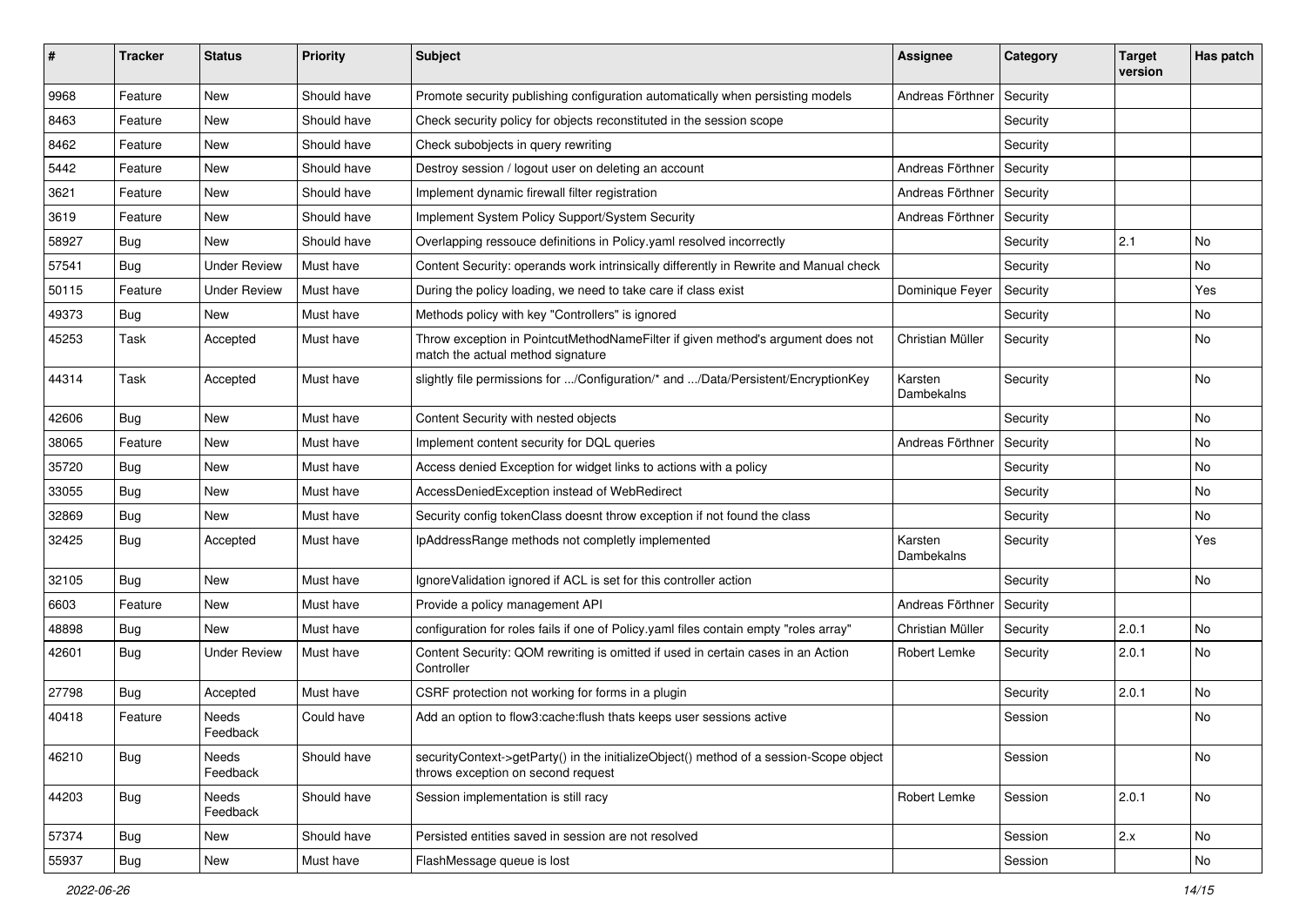| # | Tracker | Status | Priority | Subject | Assignee | Category | Target version | Has patch |
|---|---|---|---|---|---|---|---|---|
| 9968 | Feature | New | Should have | Promote security publishing configuration automatically when persisting models | Andreas Förthner | Security | | |
| 8463 | Feature | New | Should have | Check security policy for objects reconstituted in the session scope | | Security | | |
| 8462 | Feature | New | Should have | Check subobjects in query rewriting | | Security | | |
| 5442 | Feature | New | Should have | Destroy session / logout user on deleting an account | Andreas Förthner | Security | | |
| 3621 | Feature | New | Should have | Implement dynamic firewall filter registration | Andreas Förthner | Security | | |
| 3619 | Feature | New | Should have | Implement System Policy Support/System Security | Andreas Förthner | Security | | |
| 58927 | Bug | New | Should have | Overlapping ressouce definitions in Policy.yaml resolved incorrectly | | Security | 2.1 | No |
| 57541 | Bug | Under Review | Must have | Content Security: operands work intrinsically differently in Rewrite and Manual check | | Security | | No |
| 50115 | Feature | Under Review | Must have | During the policy loading, we need to take care if class exist | Dominique Feyer | Security | | Yes |
| 49373 | Bug | New | Must have | Methods policy with key "Controllers" is ignored | | Security | | No |
| 45253 | Task | Accepted | Must have | Throw exception in PointcutMethodNameFilter if given method's argument does not match the actual method signature | Christian Müller | Security | | No |
| 44314 | Task | Accepted | Must have | slightly file permissions for .../Configuration/* and .../Data/Persistent/EncryptionKey | Karsten Dambekalns | Security | | No |
| 42606 | Bug | New | Must have | Content Security with nested objects | | Security | | No |
| 38065 | Feature | New | Must have | Implement content security for DQL queries | Andreas Förthner | Security | | No |
| 35720 | Bug | New | Must have | Access denied Exception for widget links to actions with a policy | | Security | | No |
| 33055 | Bug | New | Must have | AccessDeniedException instead of WebRedirect | | Security | | No |
| 32869 | Bug | New | Must have | Security config tokenClass doesnt throw exception if not found the class | | Security | | No |
| 32425 | Bug | Accepted | Must have | IpAddressRange methods not completly implemented | Karsten Dambekalns | Security | | Yes |
| 32105 | Bug | New | Must have | IgnoreValidation ignored if ACL is set for this controller action | | Security | | No |
| 6603 | Feature | New | Must have | Provide a policy management API | Andreas Förthner | Security | | |
| 48898 | Bug | New | Must have | configuration for roles fails if one of Policy.yaml files contain empty "roles array" | Christian Müller | Security | 2.0.1 | No |
| 42601 | Bug | Under Review | Must have | Content Security: QOM rewriting is omitted if used in certain cases in an Action Controller | Robert Lemke | Security | 2.0.1 | No |
| 27798 | Bug | Accepted | Must have | CSRF protection not working for forms in a plugin | | Security | 2.0.1 | No |
| 40418 | Feature | Needs Feedback | Could have | Add an option to flow3:cache:flush thats keeps user sessions active | | Session | | No |
| 46210 | Bug | Needs Feedback | Should have | securityContext->getParty() in the initializeObject() method of a session-Scope object throws exception on second request | | Session | | No |
| 44203 | Bug | Needs Feedback | Should have | Session implementation is still racy | Robert Lemke | Session | 2.0.1 | No |
| 57374 | Bug | New | Should have | Persisted entities saved in session are not resolved | | Session | 2.x | No |
| 55937 | Bug | New | Must have | FlashMessage queue is lost | | Session | | No |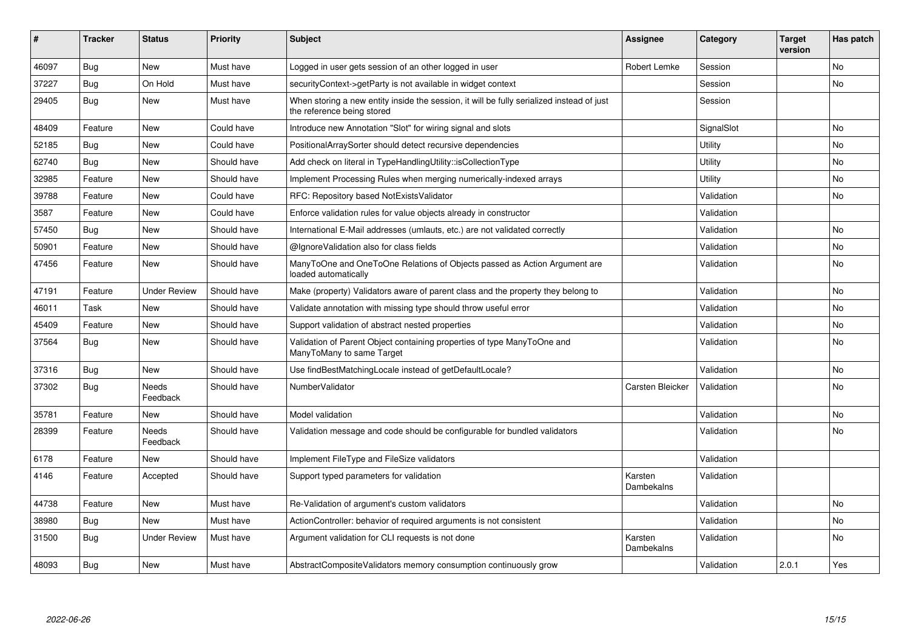| # | Tracker | Status | Priority | Subject | Assignee | Category | Target version | Has patch |
|---|---|---|---|---|---|---|---|---|
| 46097 | Bug | New | Must have | Logged in user gets session of an other logged in user | Robert Lemke | Session | | No |
| 37227 | Bug | On Hold | Must have | securityContext->getParty is not available in widget context | | Session | | No |
| 29405 | Bug | New | Must have | When storing a new entity inside the session, it will be fully serialized instead of just the reference being stored | | Session | | |
| 48409 | Feature | New | Could have | Introduce new Annotation "Slot" for wiring signal and slots | | SignalSlot | | No |
| 52185 | Bug | New | Could have | PositionalArraySorter should detect recursive dependencies | | Utility | | No |
| 62740 | Bug | New | Should have | Add check on literal in TypeHandlingUtility::isCollectionType | | Utility | | No |
| 32985 | Feature | New | Should have | Implement Processing Rules when merging numerically-indexed arrays | | Utility | | No |
| 39788 | Feature | New | Could have | RFC: Repository based NotExistsValidator | | Validation | | No |
| 3587 | Feature | New | Could have | Enforce validation rules for value objects already in constructor | | Validation | | |
| 57450 | Bug | New | Should have | International E-Mail addresses (umlauts, etc.) are not validated correctly | | Validation | | No |
| 50901 | Feature | New | Should have | @IgnoreValidation also for class fields | | Validation | | No |
| 47456 | Feature | New | Should have | ManyToOne and OneToOne Relations of Objects passed as Action Argument are loaded automatically | | Validation | | No |
| 47191 | Feature | Under Review | Should have | Make (property) Validators aware of parent class and the property they belong to | | Validation | | No |
| 46011 | Task | New | Should have | Validate annotation with missing type should throw useful error | | Validation | | No |
| 45409 | Feature | New | Should have | Support validation of abstract nested properties | | Validation | | No |
| 37564 | Bug | New | Should have | Validation of Parent Object containing properties of type ManyToOne and ManyToMany to same Target | | Validation | | No |
| 37316 | Bug | New | Should have | Use findBestMatchingLocale instead of getDefaultLocale? | | Validation | | No |
| 37302 | Bug | Needs Feedback | Should have | NumberValidator | Carsten Bleicker | Validation | | No |
| 35781 | Feature | New | Should have | Model validation | | Validation | | No |
| 28399 | Feature | Needs Feedback | Should have | Validation message and code should be configurable for bundled validators | | Validation | | No |
| 6178 | Feature | New | Should have | Implement FileType and FileSize validators | | Validation | | |
| 4146 | Feature | Accepted | Should have | Support typed parameters for validation | Karsten Dambekalns | Validation | | |
| 44738 | Feature | New | Must have | Re-Validation of argument's custom validators | | Validation | | No |
| 38980 | Bug | New | Must have | ActionController: behavior of required arguments is not consistent | | Validation | | No |
| 31500 | Bug | Under Review | Must have | Argument validation for CLI requests is not done | Karsten Dambekalns | Validation | | No |
| 48093 | Bug | New | Must have | AbstractCompositeValidators memory consumption continuously grow | | Validation | 2.0.1 | Yes |